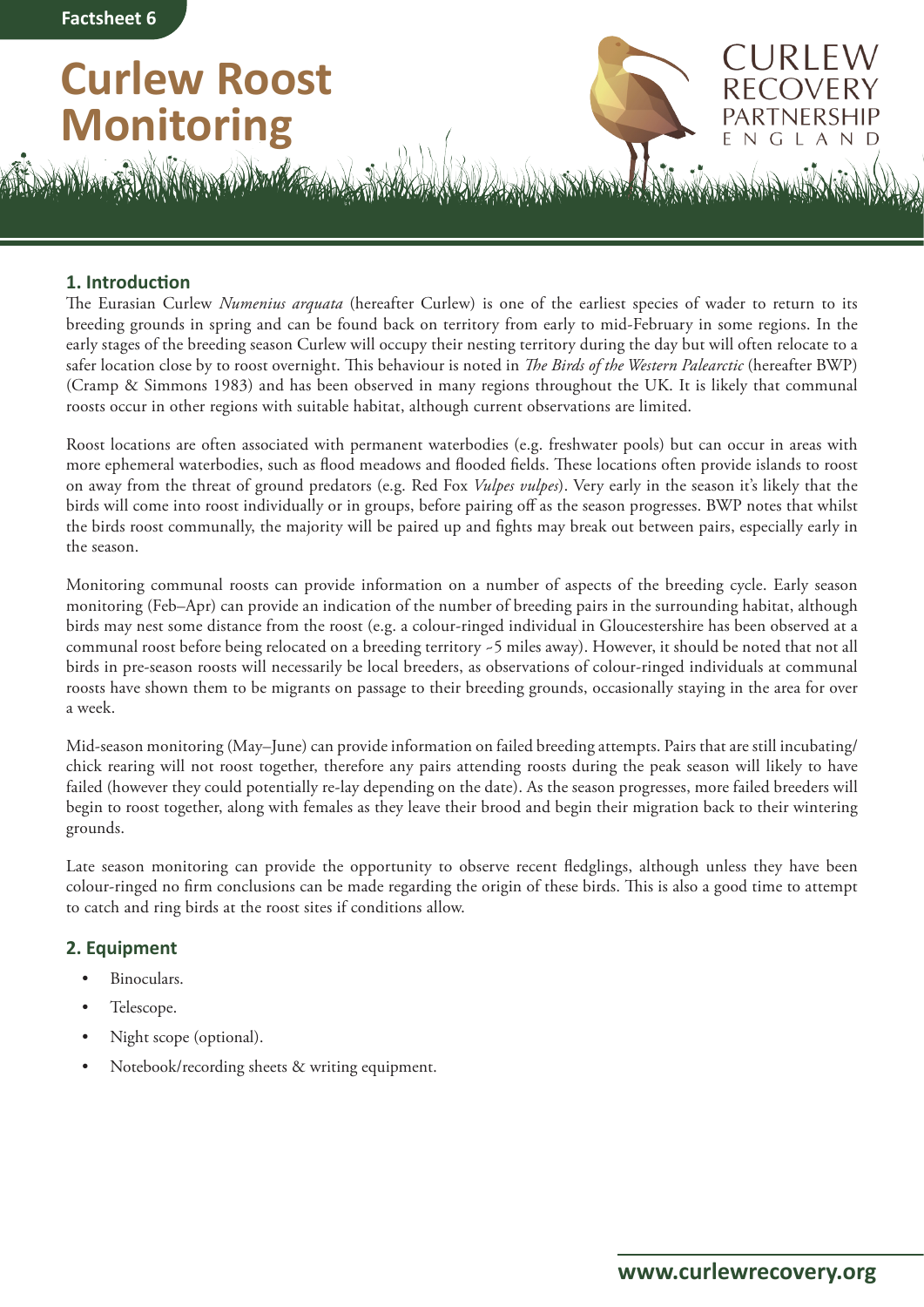Factsheet 6

# Curlew Roost Monitoring

CURLEW RECOVERY PARTNERSHIP ENGLAND

## 1. Introduction

The Eurasian Curlew *Numenius arquata* (hereafter Curlew) is one of the earliest species of wader to return to its breeding grounds in spring and can be found back on territory from early to mid-February in some regions. In the early stages of the breeding season Curlew will occupy their nesting territory during the day but will often relocate to a safer location close by to roost overnight. This behaviour is noted in *The Birds of the Western Palearctic* (hereafter BWP) (Cramp & Simmons 1983) and has been observed in many regions throughout the UK. It is likely that communal roosts occur in other regions with suitable habitat, although current observations are limited.

Roost locations are often associated with permanent waterbodies (e.g. freshwater pools) but can occur in areas with more ephemeral waterbodies, such as flood meadows and flooded fields. These locations often provide islands to roost on away from the threat of ground predators (e.g. Red Fox *Vulpes vulpes*). Very early in the season it's likely that the birds will come into roost individually or in groups, before pairing off as the season progresses. BWP notes that whilst the birds roost communally, the majority will be paired up and fights may break out between pairs, especially early in the season.

Monitoring communal roosts can provide information on a number of aspects of the breeding cycle. Early season monitoring (Feb–Apr) can provide an indication of the number of breeding pairs in the surrounding habitat, although birds may nest some distance from the roost (e.g. a colour-ringed individual in Gloucestershire has been observed at a communal roost before being relocated on a breeding territory ~5 miles away). However, it should be noted that not all birds in pre-season roosts will necessarily be local breeders, as observations of colour-ringed individuals at communal roosts have shown them to be migrants on passage to their breeding grounds, occasionally staying in the area for over a week.

Mid-season monitoring (May–June) can provide information on failed breeding attempts. Pairs that are still incubating/chick rearing will not roost together, therefore any pairs attending roosts during the peak season will likely to have failed (however they could potentially re-lay depending on the date). As the season progresses, more failed breeders will begin to roost together, along with females as they leave their brood and begin their migration back to their wintering grounds.

Late season monitoring can provide the opportunity to observe recent fledglings, although unless they have been colour-ringed no firm conclusions can be made regarding the origin of these birds. This is also a good time to attempt to catch and ring birds at the roost sites if conditions allow.

## 2. Equipment

- Binoculars.
- Telescope.
- Night scope (optional).
- Notebook/recording sheets & writing equipment.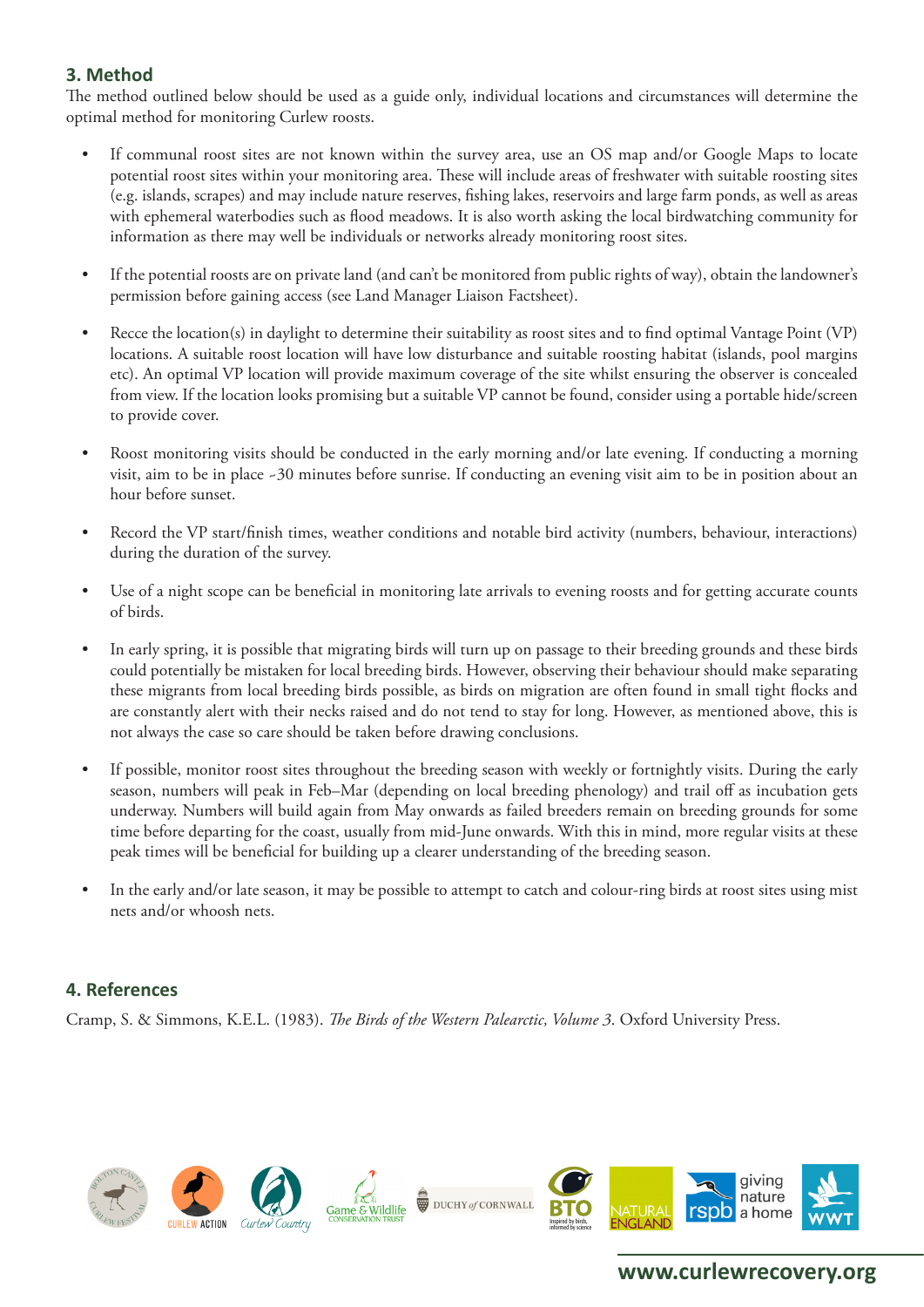## 3. Method

The method outlined below should be used as a guide only, individual locations and circumstances will determine the optimal method for monitoring Curlew roosts.

- If communal roost sites are not known within the survey area, use an OS map and/or Google Maps to locate potential roost sites within your monitoring area. These will include areas of freshwater with suitable roosting sites (e.g. islands, scrapes) and may include nature reserves, fishing lakes, reservoirs and large farm ponds, as well as areas with ephemeral waterbodies such as flood meadows. It is also worth asking the local birdwatching community for information as there may well be individuals or networks already monitoring roost sites.

- If the potential roosts are on private land (and can't be monitored from public rights of way), obtain the landowner's permission before gaining access (see Land Manager Liaison Factsheet).

- Recce the location(s) in daylight to determine their suitability as roost sites and to find optimal Vantage Point (VP) locations. A suitable roost location will have low disturbance and suitable roosting habitat (islands, pool margins etc). An optimal VP location will provide maximum coverage of the site whilst ensuring the observer is concealed from view. If the location looks promising but a suitable VP cannot be found, consider using a portable hide/screen to provide cover.

- Roost monitoring visits should be conducted in the early morning and/or late evening. If conducting a morning visit, aim to be in place ~30 minutes before sunrise. If conducting an evening visit aim to be in position about an hour before sunset.

- Record the VP start/finish times, weather conditions and notable bird activity (numbers, behaviour, interactions) during the duration of the survey.

- Use of a night scope can be beneficial in monitoring late arrivals to evening roosts and for getting accurate counts of birds.

- In early spring, it is possible that migrating birds will turn up on passage to their breeding grounds and these birds could potentially be mistaken for local breeding birds. However, observing their behaviour should make separating these migrants from local breeding birds possible, as birds on migration are often found in small tight flocks and are constantly alert with their necks raised and do not tend to stay for long. However, as mentioned above, this is not always the case so care should be taken before drawing conclusions.

- If possible, monitor roost sites throughout the breeding season with weekly or fortnightly visits. During the early season, numbers will peak in Feb–Mar (depending on local breeding phenology) and trail off as incubation gets underway. Numbers will build again from May onwards as failed breeders remain on breeding grounds for some time before departing for the coast, usually from mid-June onwards. With this in mind, more regular visits at these peak times will be beneficial for building up a clearer understanding of the breeding season.

- In the early and/or late season, it may be possible to attempt to catch and colour-ring birds at roost sites using mist nets and/or whoosh nets.

## 4. References

Cramp, S. & Simmons, K.E.L. (1983). *The Birds of the Western Palearctic, Volume 3*. Oxford University Press.

www.curlewrecovery.org